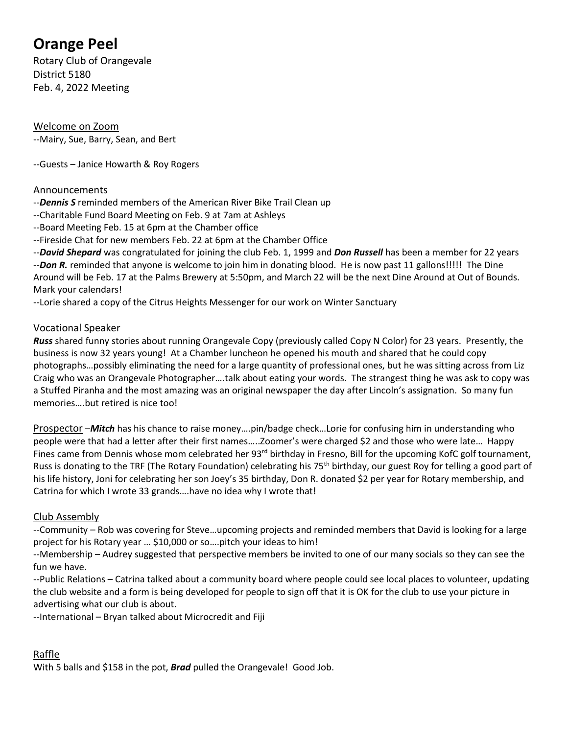# Orange Peel

Rotary Club of Orangevale
District 5180
Feb. 4, 2022 Meeting

## Welcome on Zoom

--Mairy, Sue, Barry, Sean, and Bert

--Guests – Janice Howarth & Roy Rogers

## Announcements

--***Dennis S*** reminded members of the American River Bike Trail Clean up
--Charitable Fund Board Meeting on Feb. 9 at 7am at Ashleys
--Board Meeting Feb. 15 at 6pm at the Chamber office
--Fireside Chat for new members Feb. 22 at 6pm at the Chamber Office
--***David Shepard*** was congratulated for joining the club Feb. 1, 1999 and ***Don Russell*** has been a member for 22 years
--***Don R.*** reminded that anyone is welcome to join him in donating blood. He is now past 11 gallons!!!!! The Dine Around will be Feb. 17 at the Palms Brewery at 5:50pm, and March 22 will be the next Dine Around at Out of Bounds. Mark your calendars!
--Lorie shared a copy of the Citrus Heights Messenger for our work on Winter Sanctuary

## Vocational Speaker

***Russ*** shared funny stories about running Orangevale Copy (previously called Copy N Color) for 23 years. Presently, the business is now 32 years young! At a Chamber luncheon he opened his mouth and shared that he could copy photographs…possibly eliminating the need for a large quantity of professional ones, but he was sitting across from Liz Craig who was an Orangevale Photographer….talk about eating your words. The strangest thing he was ask to copy was a Stuffed Piranha and the most amazing was an original newspaper the day after Lincoln's assignation. So many fun memories….but retired is nice too!

## Prospector

–***Mitch*** has his chance to raise money….pin/badge check…Lorie for confusing him in understanding who people were that had a letter after their first names…..Zoomer's were charged $2 and those who were late… Happy Fines came from Dennis whose mom celebrated her 93rd birthday in Fresno, Bill for the upcoming KofC golf tournament, Russ is donating to the TRF (The Rotary Foundation) celebrating his 75th birthday, our guest Roy for telling a good part of his life history, Joni for celebrating her son Joey's 35 birthday, Don R. donated $2 per year for Rotary membership, and Catrina for which I wrote 33 grands….have no idea why I wrote that!

## Club Assembly

--Community – Rob was covering for Steve…upcoming projects and reminded members that David is looking for a large project for his Rotary year … $10,000 or so….pitch your ideas to him!
--Membership – Audrey suggested that perspective members be invited to one of our many socials so they can see the fun we have.
--Public Relations – Catrina talked about a community board where people could see local places to volunteer, updating the club website and a form is being developed for people to sign off that it is OK for the club to use your picture in advertising what our club is about.
--International – Bryan talked about Microcredit and Fiji

## Raffle

With 5 balls and $158 in the pot, ***Brad*** pulled the Orangevale! Good Job.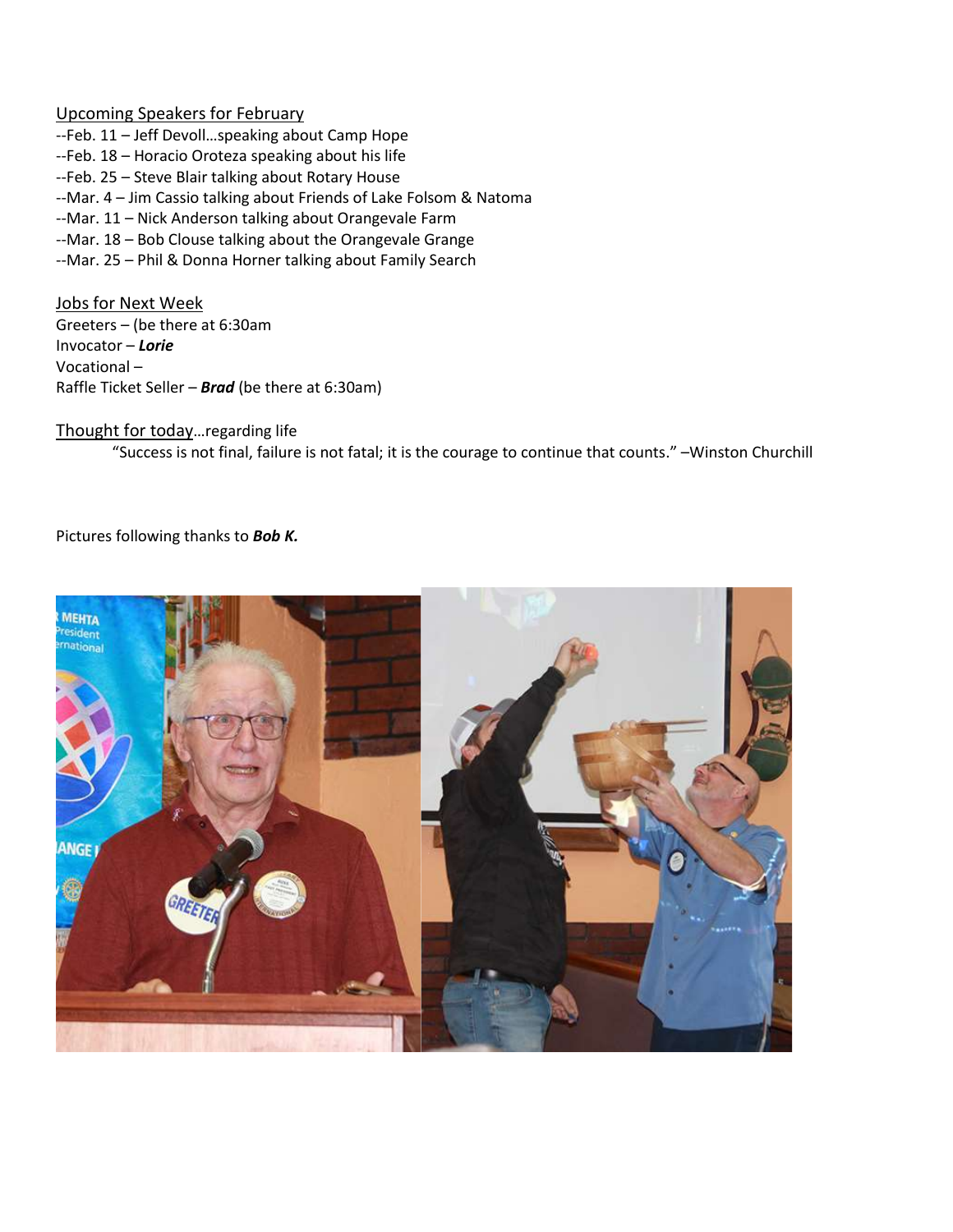Upcoming Speakers for February

--Feb. 11 – Jeff Devoll…speaking about Camp Hope
--Feb. 18 – Horacio Oroteza speaking about his life
--Feb. 25 – Steve Blair talking about Rotary House
--Mar. 4 – Jim Cassio talking about Friends of Lake Folsom & Natoma
--Mar. 11 – Nick Anderson talking about Orangevale Farm
--Mar. 18 – Bob Clouse talking about the Orangevale Grange
--Mar. 25 – Phil & Donna Horner talking about Family Search

Jobs for Next Week

Greeters – (be there at 6:30am
Invocator – ***Lorie***
Vocational –
Raffle Ticket Seller – ***Brad*** (be there at 6:30am)

Thought for today…regarding life

"Success is not final, failure is not fatal; it is the courage to continue that counts." –Winston Churchill

Pictures following thanks to ***Bob K.***